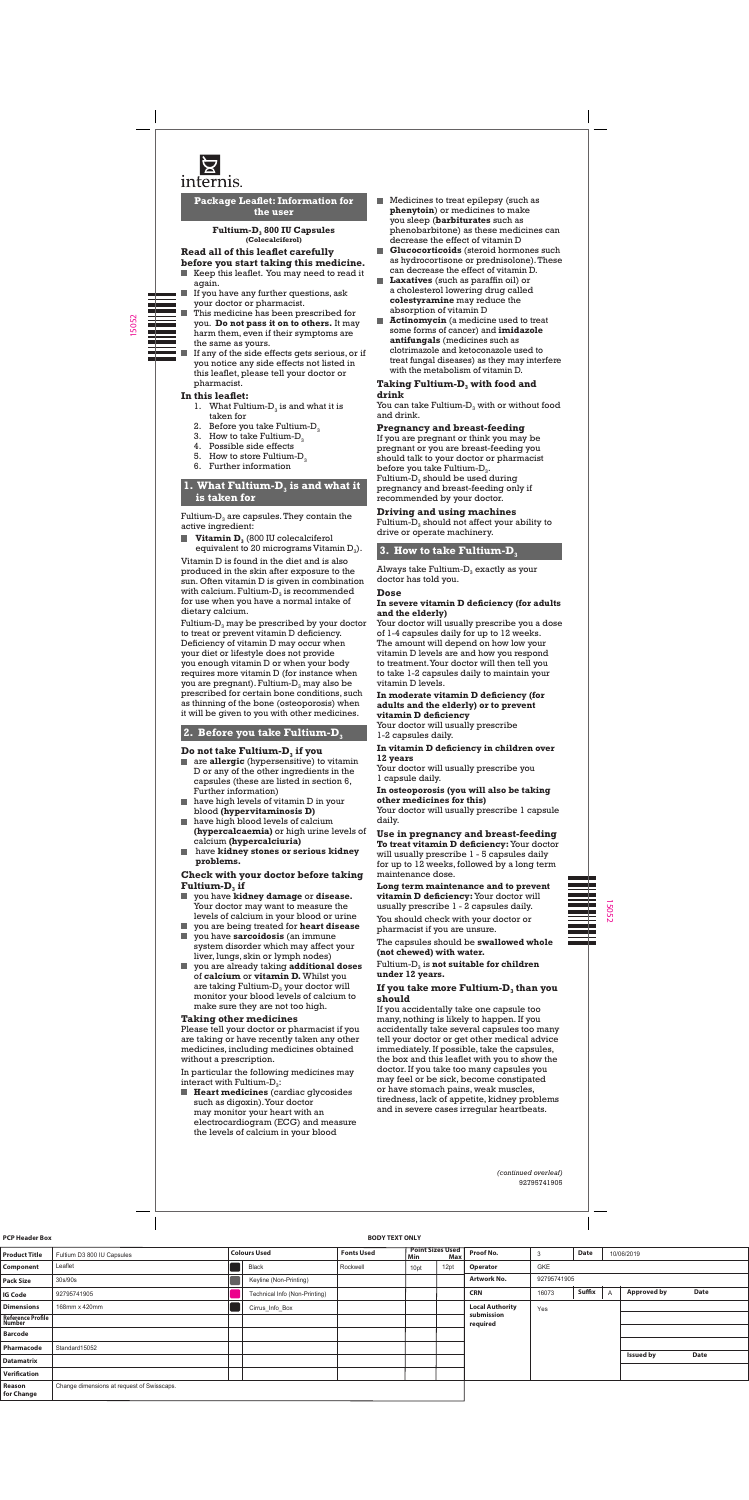internis.

## Package Leaflet: Information for the user

**Fultium-$D_3$ 800 IU Capsules**
**(Colecalciferol)**

### Read all of this leaflet carefully before you start taking this medicine.

- Keep this leaflet. You may need to read it again.
- If you have any further questions, ask your doctor or pharmacist.
- This medicine has been prescribed for you. **Do not pass it on to others.** It may harm them, even if their symptoms are the same as yours.
- If any of the side effects gets serious, or if you notice any side effects not listed in this leaflet, please tell your doctor or pharmacist.

### In this leaflet:

1. What Fultium-$D_3$ is and what it is taken for
2. Before you take Fultium-$D_3$
3. How to take Fultium-$D_3$
4. Possible side effects
5. How to store Fultium-$D_3$
6. Further information

## 1. What Fultium-$D_3$ is and what it is taken for

Fultium-$D_3$ are capsules. They contain the active ingredient:

- **Vitamin $D_3$** (800 IU colecalciferol equivalent to 20 micrograms Vitamin $D_3$).

Vitamin D is found in the diet and is also produced in the skin after exposure to the sun. Often vitamin D is given in combination with calcium. Fultium-$D_3$ is recommended for use when you have a normal intake of dietary calcium.

Fultium-$D_3$ may be prescribed by your doctor to treat or prevent vitamin D deficiency. Deficiency of vitamin D may occur when your diet or lifestyle does not provide you enough vitamin D or when your body requires more vitamin D (for instance when you are pregnant). Fultium-$D_3$ may also be prescribed for certain bone conditions, such as thinning of the bone (osteoporosis) when it will be given to you with other medicines.

## 2. Before you take Fultium-$D_3$

### Do not take Fultium-$D_3$ if you

- are **allergic** (hypersensitive) to vitamin D or any of the other ingredients in the capsules (these are listed in section 6, Further information)
- have high levels of vitamin D in your blood **(hypervitaminosis D)**
- have high blood levels of calcium **(hypercalcaemia)** or high urine levels of calcium **(hypercalciuria)**
- have **kidney stones or serious kidney problems.**

### Check with your doctor before taking Fultium-$D_3$ if

- you have **kidney damage** or **disease.** Your doctor may want to measure the levels of calcium in your blood or urine
- you are being treated for **heart disease**
- you have **sarcoidosis** (an immune system disorder which may affect your liver, lungs, skin or lymph nodes)
- you are already taking **additional doses** of **calcium** or **vitamin D.** Whilst you are taking Fultium-$D_3$ your doctor will monitor your blood levels of calcium to make sure they are not too high.

### Taking other medicines

Please tell your doctor or pharmacist if you are taking or have recently taken any other medicines, including medicines obtained without a prescription.

In particular the following medicines may interact with Fultium-$D_3$:

- **Heart medicines** (cardiac glycosides such as digoxin). Your doctor may monitor your heart with an electrocardiogram (ECG) and measure the levels of calcium in your blood
- Medicines to treat epilepsy (such as **phenytoin**) or medicines to make you sleep (**barbiturates** such as phenobarbitone) as these medicines can decrease the effect of vitamin D
- **Glucocorticoids** (steroid hormones such as hydrocortisone or prednisolone). These can decrease the effect of vitamin D.
- **Laxatives** (such as paraffin oil) or a cholesterol lowering drug called **colestyramine** may reduce the absorption of vitamin D
- **Actinomycin** (a medicine used to treat some forms of cancer) and **imidazole antifungals** (medicines such as clotrimazole and ketoconazole used to treat fungal diseases) as they may interfere with the metabolism of vitamin D.

### Taking Fultium-$D_3$ with food and drink

You can take Fultium-$D_3$ with or without food and drink.

### Pregnancy and breast-feeding

If you are pregnant or think you may be pregnant or you are breast-feeding you should talk to your doctor or pharmacist before you take Fultium-$D_3$.
Fultium-$D_3$ should be used during pregnancy and breast-feeding only if recommended by your doctor.

### Driving and using machines

Fultium-$D_3$ should not affect your ability to drive or operate machinery.

## 3. How to take Fultium-$D_3$

Always take Fultium-$D_3$ exactly as your doctor has told you.

### Dose

**In severe vitamin D deficiency (for adults and the elderly)**

Your doctor will usually prescribe you a dose of 1-4 capsules daily for up to 12 weeks. The amount will depend on how low your vitamin D levels are and how you respond to treatment. Your doctor will then tell you to take 1-2 capsules daily to maintain your vitamin D levels.

**In moderate vitamin D deficiency (for adults and the elderly) or to prevent vitamin D deficiency**

Your doctor will usually prescribe 1-2 capsules daily.

**In vitamin D deficiency in children over 12 years**

Your doctor will usually prescribe you 1 capsule daily.

**In osteoporosis (you will also be taking other medicines for this)**

Your doctor will usually prescribe 1 capsule daily.

**Use in pregnancy and breast-feeding**

**To treat vitamin D deficiency:** Your doctor will usually prescribe 1 - 5 capsules daily for up to 12 weeks, followed by a long term maintenance dose.

**Long term maintenance and to prevent vitamin D deficiency:** Your doctor will usually prescribe 1 - 2 capsules daily.

You should check with your doctor or pharmacist if you are unsure.

The capsules should be **swallowed whole (not chewed) with water.**

Fultium-$D_3$ is **not suitable for children under 12 years.**

### If you take more Fultium-$D_3$ than you should

If you accidentally take one capsule too many, nothing is likely to happen. If you accidentally take several capsules too many tell your doctor or get other medical advice immediately. If possible, take the capsules, the box and this leaflet with you to show the doctor. If you take too many capsules you may feel or be sick, become constipated or have stomach pains, weak muscles, tiredness, lack of appetite, kidney problems and in severe cases irregular heartbeats.

*(continued overleaf)*
92795741905

**PCP Header Box** | **BODY TEXT ONLY**

| Product Title | Fultium D3 800 IU Capsules | Colours Used | Fonts Used | Point Sizes Used Min | Max | Proof No. | 3 | Date | 10/06/2019 |
|---|---|---|---|---|---|---|---|---|---|
| Component | Leaflet | Black | Rockwell | 10pt | 12pt | Operator | GKE | | |
| Pack Size | 30s/90s | Keyline (Non-Printing) | | | | Artwork No. | 92795741905 | | |
| IG Code | 92795741905 | Technical Info (Non-Printing) | | | | CRN | 16073 | Suffix | A |
| Dimensions | 168mm x 420mm | Cirrus_Info_Box | | | | Local Authority submission required | Yes | | |
| Reference Profile Number | | | | | | | | | |
| Barcode | | | | | | | | | |
| Pharmacode | Standard15052 | | | | | | | | |
| Datamatrix | | | | | | | | | |
| Verification | | | | | | | | | |
| Reason for Change | Change dimensions at request of Swisscaps. | | | | | | | | |

| Approved by | Date |
|---|---|
| | |

| Issued by | Date |
|---|---|
| | |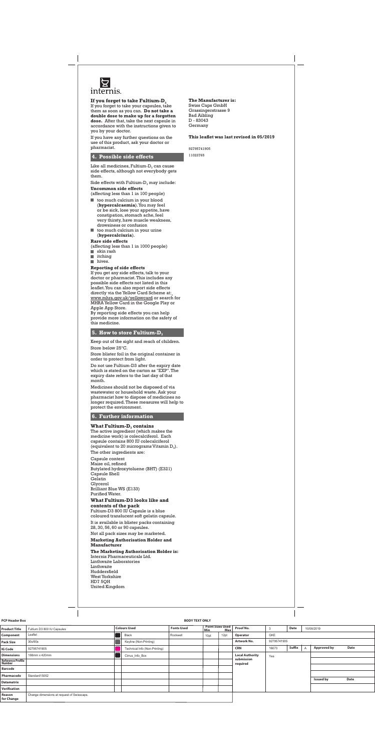internis.

### If you forget to take Fultium-$D_3$

If you forget to take your capsules, take them as soon as you can. **Do not take a double dose to make up for a forgotten dose.** After that, take the next capsule in accordance with the instructions given to you by your doctor.

If you have any further questions on the use of this product, ask your doctor or pharmacist.

## 4. Possible side effects

Like all medicines, Fultium-$D_3$ can cause side effects, although not everybody gets them.

Side effects with Fultium-$D_3$ may include:

**Uncommon side effects**
(affecting less than 1 in 100 people)

- too much calcium in your blood (**hypercalcaemia**). You may feel or be sick, lose your appetite, have constipation, stomach ache, feel very thirsty, have muscle weakness, drowsiness or confusion
- too much calcium in your urine (**hypercalciuria**).

**Rare side effects**
(affecting less than 1 in 1000 people)

- skin rash
- itching
- hives.

**Reporting of side effects**

If you get any side effects, talk to your doctor or pharmacist. This includes any possible side effects not listed in this leaflet. You can also report side effects directly via the Yellow Card Scheme at: www.mhra.gov.uk/yellowcard or search for MHRA Yellow Card in the Google Play or Apple App Store.
By reporting side effects you can help provide more information on the safety of this medicine.

## 5. How to store Fultium-$D_3$

Keep out of the sight and reach of children.

Store below 25°C.

Store blister foil in the original container in order to protect from light.

Do not use Fultium-D3 after the expiry date which is stated on the carton as "EXP". The expiry date refers to the last day of that month.

Medicines should not be disposed of via wastewater or household waste. Ask your pharmacist how to dispose of medicines no longer required. These measures will help to protect the environment.

## 6. Further information

### What Fultium-$D_3$ contains

The active ingredient (which makes the medicine work) is colecalciferol. Each capsule contains 800 IU colecalciferol (equivalent to 20 micrograms Vitamin $D_3$).

The other ingredients are:

Capsule content
Maize oil, refined
Butylated hydroxytoluene (BHT) (E321)
Capsule Shell
Gelatin
Glycerol
Brilliant Blue WS (E133)
Purified Water.

### What Fultium-D3 looks like and contents of the pack

Fultium-D3 800 IU Capsule is a blue coloured translucent soft gelatin capsule.

It is available in blister packs containing 28, 30, 56, 60 or 90 capsules.

Not all pack sizes may be marketed.

### Marketing Authorisation Holder and Manufacturer

**The Marketing Authorisation Holder is:**
Internis Pharmaceuticals Ltd.
Linthwaite Laboratories
Linthwaite
Huddersfield
West Yorkshire
HD7 5QH
United Kingdom

**The Manufacturer is:**
Swiss Caps GmbH
Grassingerstrasse 9
Bad Aibling
D - 83043
Germany

**This leaflet was last revised in 05/2019**

92795741905

11023765

**PCP Header Box** — **BODY TEXT ONLY**

| | | Colours Used | | Fonts Used | Point Sizes Used Min | Max | | | | | | |
|---|---|---|---|---|---|---|---|---|---|---|---|---|
| Product Title | Fultium D3 800 IU Capsules | | Black | Rockwell | 10pt | 12pt | Proof No. | 3 | Date | 10/06/2019 | | |
| Component | Leaflet | | Keyline (Non-Printing) | | | | Operator | GKE | | | | |
| Pack Size | 30s/90s | | Technical Info (Non-Printing) | | | | Artwork No. | 92795741905 | | | | |
| IG Code | 92795741905 | | Cirrus_Info_Box | | | | CRN | 16073 | Suffix | A | Approved by | Date |
| Dimensions | 168mm x 420mm | | | | | | Local Authority submission required | Yes | | | | |
| Reference Profile Number | | | | | | | | | | | | |
| Barcode | | | | | | | | | | | | |
| Pharmacode | Standard15052 | | | | | | | | | | | |
| Datamatrix | | | | | | | | | | | Issued by | Date |
| Verification | | | | | | | | | | | | |
| Reason for Change | Change dimensions at request of Swisscaps. | | | | | | | | | | | |